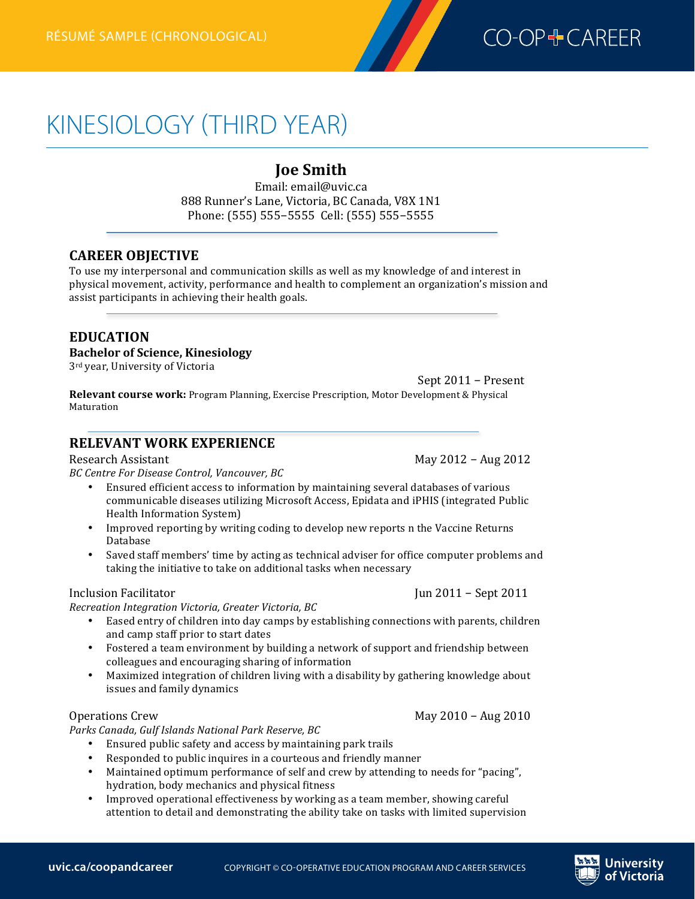RÉSUMÉ SAMPLE (CHRONOLOGICAL)

# KINESIOLOGY (THIRD YEAR)

## Joe Smith

Email: email@uvic.ca
888 Runner's Lane, Victoria, BC Canada, V8X 1N1
Phone: (555) 555–5555 Cell: (555) 555–5555

### CAREER OBJECTIVE

To use my interpersonal and communication skills as well as my knowledge of and interest in physical movement, activity, performance and health to complement an organization's mission and assist participants in achieving their health goals.

### EDUCATION

**Bachelor of Science, Kinesiology**
3rd year, University of Victoria
Sept 2011 – Present

**Relevant course work:** Program Planning, Exercise Prescription, Motor Development & Physical Maturation

### RELEVANT WORK EXPERIENCE

Research Assistant — May 2012 – Aug 2012
*BC Centre For Disease Control, Vancouver, BC*

- Ensured efficient access to information by maintaining several databases of various communicable diseases utilizing Microsoft Access, Epidata and iPHIS (integrated Public Health Information System)
- Improved reporting by writing coding to develop new reports n the Vaccine Returns Database
- Saved staff members' time by acting as technical adviser for office computer problems and taking the initiative to take on additional tasks when necessary

Inclusion Facilitator — Jun 2011 – Sept 2011
*Recreation Integration Victoria, Greater Victoria, BC*

- Eased entry of children into day camps by establishing connections with parents, children and camp staff prior to start dates
- Fostered a team environment by building a network of support and friendship between colleagues and encouraging sharing of information
- Maximized integration of children living with a disability by gathering knowledge about issues and family dynamics

Operations Crew — May 2010 – Aug 2010
*Parks Canada, Gulf Islands National Park Reserve, BC*

- Ensured public safety and access by maintaining park trails
- Responded to public inquires in a courteous and friendly manner
- Maintained optimum performance of self and crew by attending to needs for "pacing", hydration, body mechanics and physical fitness
- Improved operational effectiveness by working as a team member, showing careful attention to detail and demonstrating the ability take on tasks with limited supervision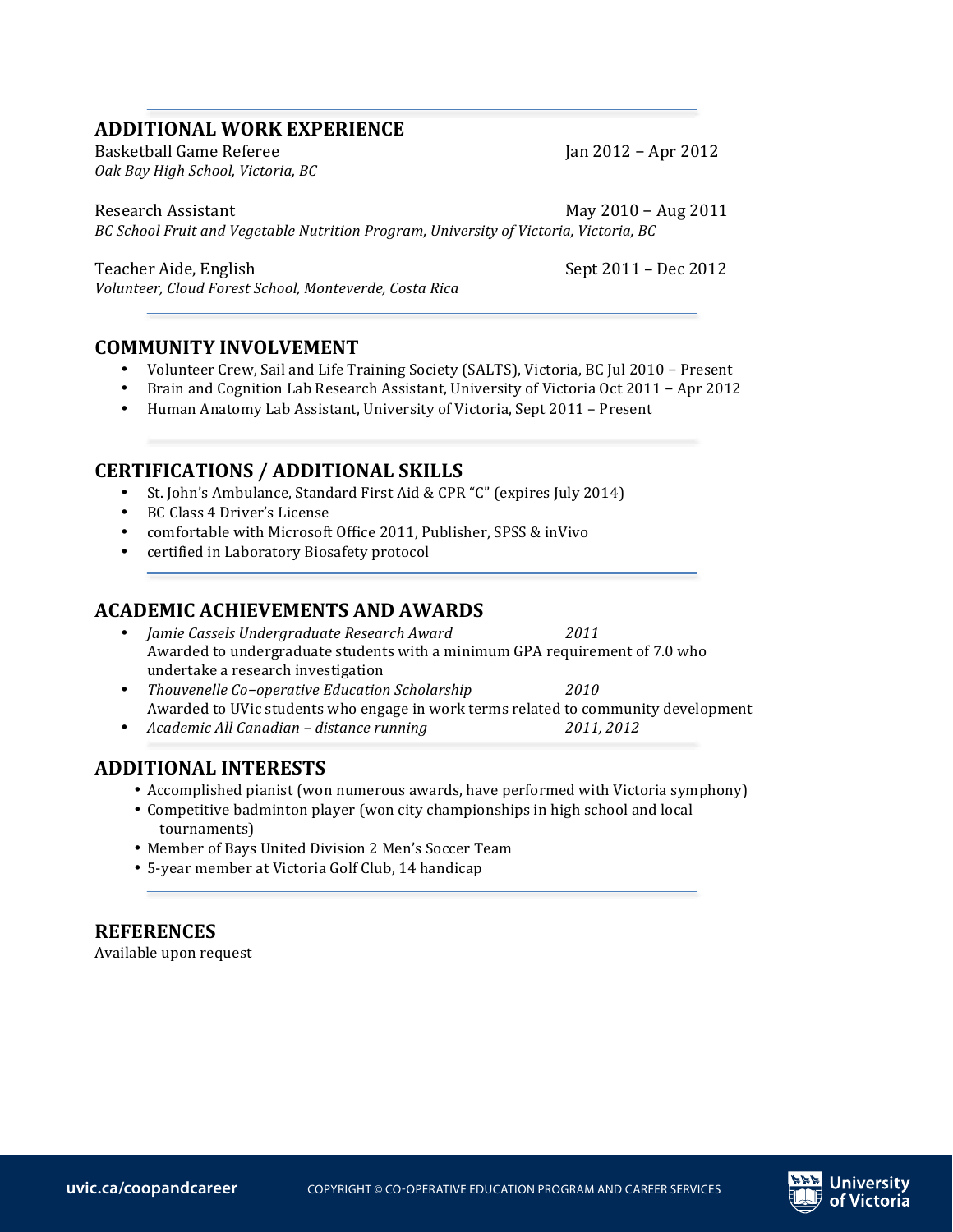## ADDITIONAL WORK EXPERIENCE

Basketball Game Referee — Jan 2012 – Apr 2012
*Oak Bay High School, Victoria, BC*

Research Assistant — May 2010 – Aug 2011
*BC School Fruit and Vegetable Nutrition Program, University of Victoria, Victoria, BC*

Teacher Aide, English — Sept 2011 – Dec 2012
*Volunteer, Cloud Forest School, Monteverde, Costa Rica*

## COMMUNITY INVOLVEMENT

- Volunteer Crew, Sail and Life Training Society (SALTS), Victoria, BC Jul 2010 – Present
- Brain and Cognition Lab Research Assistant, University of Victoria Oct 2011 – Apr 2012
- Human Anatomy Lab Assistant, University of Victoria, Sept 2011 – Present

## CERTIFICATIONS / ADDITIONAL SKILLS

- St. John's Ambulance, Standard First Aid & CPR "C" (expires July 2014)
- BC Class 4 Driver's License
- comfortable with Microsoft Office 2011, Publisher, SPSS & inVivo
- certified in Laboratory Biosafety protocol

## ACADEMIC ACHIEVEMENTS AND AWARDS

- *Jamie Cassels Undergraduate Research Award* — *2011*
  Awarded to undergraduate students with a minimum GPA requirement of 7.0 who undertake a research investigation
- *Thouvenelle Co–operative Education Scholarship* — *2010*
  Awarded to UVic students who engage in work terms related to community development
- *Academic All Canadian – distance running* — *2011, 2012*

## ADDITIONAL INTERESTS

- Accomplished pianist (won numerous awards, have performed with Victoria symphony)
- Competitive badminton player (won city championships in high school and local tournaments)
- Member of Bays United Division 2 Men's Soccer Team
- 5-year member at Victoria Golf Club, 14 handicap

## REFERENCES

Available upon request